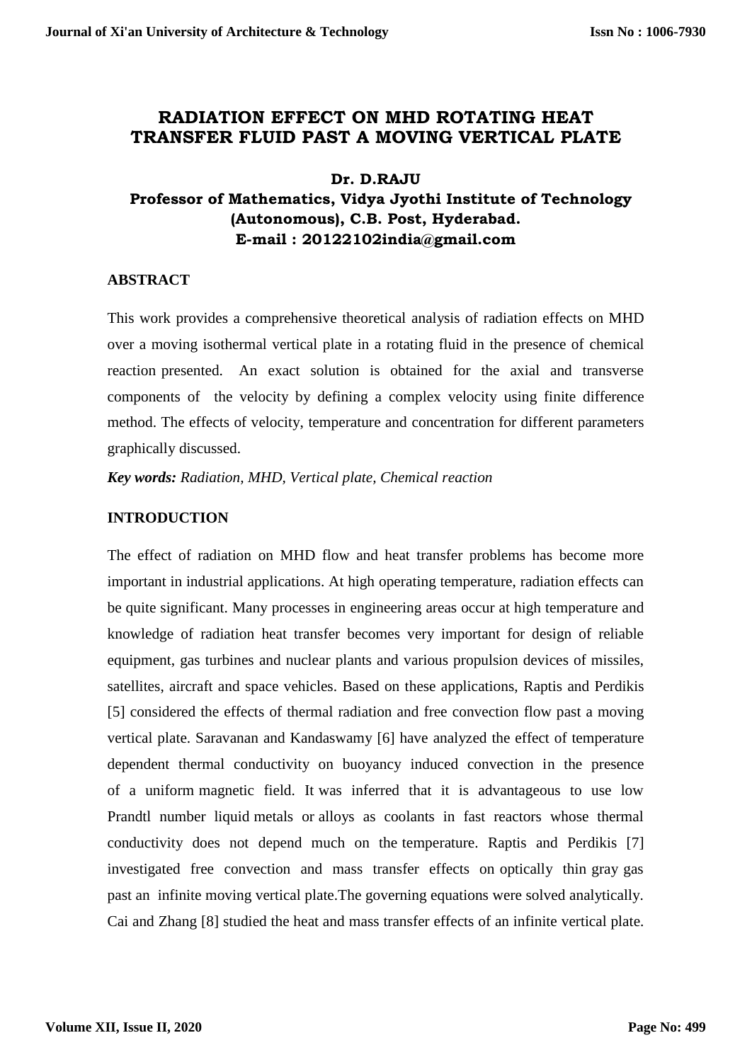# RADIATION EFFECT ON MHD ROTATING HEAT TRANSFER FLUID PAST A MOVING VERTICAL PLATE

**Dr. D.RAJU**
**Professor of Mathematics, Vidya Jyothi Institute of Technology (Autonomous), C.B. Post, Hyderabad.**
**E-mail : 20122102india@gmail.com**

## ABSTRACT

This work provides a comprehensive theoretical analysis of radiation effects on MHD over a moving isothermal vertical plate in a rotating fluid in the presence of chemical reaction presented. An exact solution is obtained for the axial and transverse components of the velocity by defining a complex velocity using finite difference method. The effects of velocity, temperature and concentration for different parameters graphically discussed.

***Key words:*** *Radiation, MHD, Vertical plate, Chemical reaction*

## INTRODUCTION

The effect of radiation on MHD flow and heat transfer problems has become more important in industrial applications. At high operating temperature, radiation effects can be quite significant. Many processes in engineering areas occur at high temperature and knowledge of radiation heat transfer becomes very important for design of reliable equipment, gas turbines and nuclear plants and various propulsion devices of missiles, satellites, aircraft and space vehicles. Based on these applications, Raptis and Perdikis [5] considered the effects of thermal radiation and free convection flow past a moving vertical plate. Saravanan and Kandaswamy [6] have analyzed the effect of temperature dependent thermal conductivity on buoyancy induced convection in the presence of a uniform magnetic field. It was inferred that it is advantageous to use low Prandtl number liquid metals or alloys as coolants in fast reactors whose thermal conductivity does not depend much on the temperature. Raptis and Perdikis [7] investigated free convection and mass transfer effects on optically thin gray gas past an infinite moving vertical plate.The governing equations were solved analytically. Cai and Zhang [8] studied the heat and mass transfer effects of an infinite vertical plate.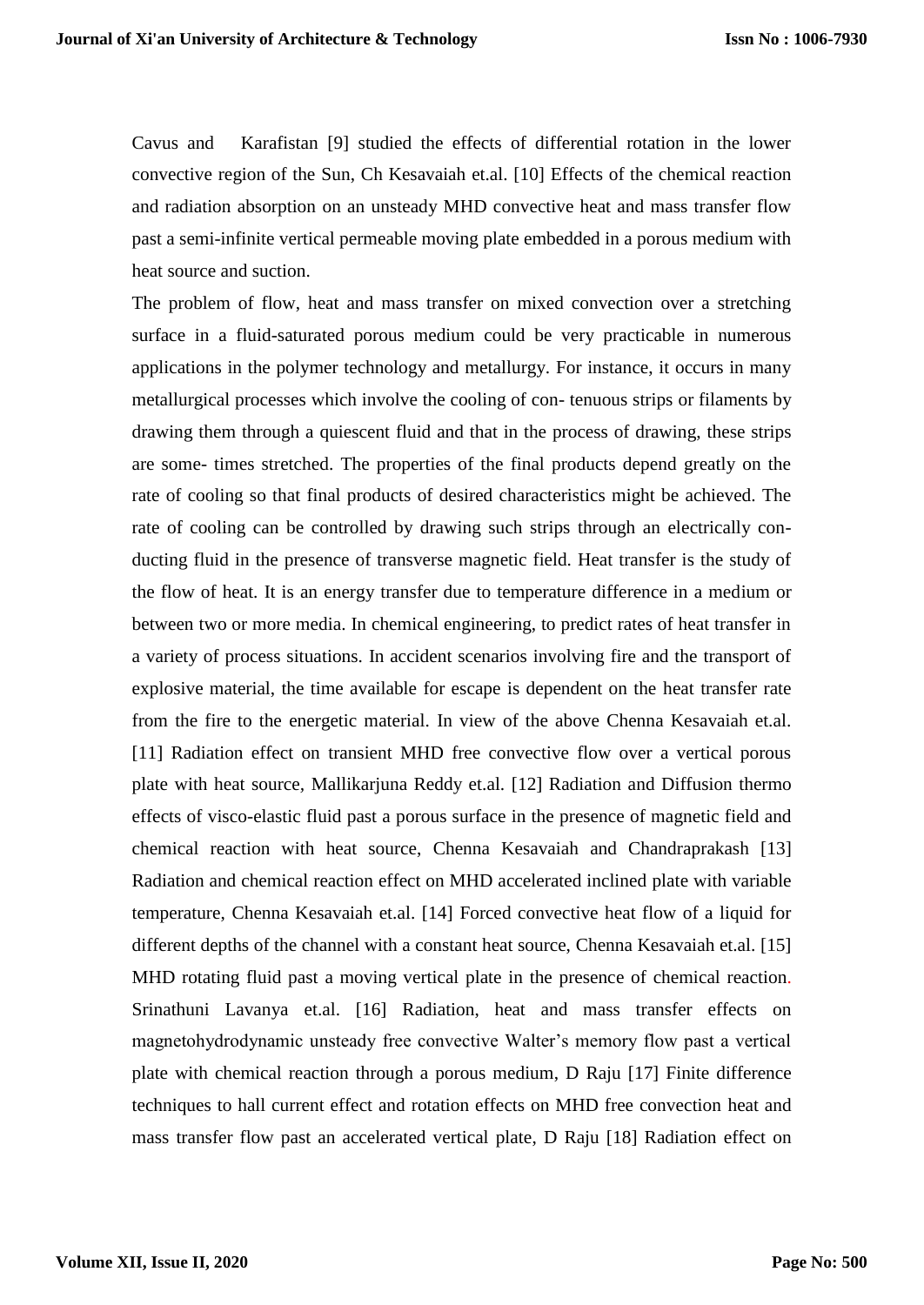Cavus and Karafistan [9] studied the effects of differential rotation in the lower convective region of the Sun, Ch Kesavaiah et.al. [10] Effects of the chemical reaction and radiation absorption on an unsteady MHD convective heat and mass transfer flow past a semi-infinite vertical permeable moving plate embedded in a porous medium with heat source and suction.

The problem of flow, heat and mass transfer on mixed convection over a stretching surface in a fluid-saturated porous medium could be very practicable in numerous applications in the polymer technology and metallurgy. For instance, it occurs in many metallurgical processes which involve the cooling of con- tenuous strips or filaments by drawing them through a quiescent fluid and that in the process of drawing, these strips are some- times stretched. The properties of the final products depend greatly on the rate of cooling so that final products of desired characteristics might be achieved. The rate of cooling can be controlled by drawing such strips through an electrically con- ducting fluid in the presence of transverse magnetic field. Heat transfer is the study of the flow of heat. It is an energy transfer due to temperature difference in a medium or between two or more media. In chemical engineering, to predict rates of heat transfer in a variety of process situations. In accident scenarios involving fire and the transport of explosive material, the time available for escape is dependent on the heat transfer rate from the fire to the energetic material. In view of the above Chenna Kesavaiah et.al. [11] Radiation effect on transient MHD free convective flow over a vertical porous plate with heat source, Mallikarjuna Reddy et.al. [12] Radiation and Diffusion thermo effects of visco-elastic fluid past a porous surface in the presence of magnetic field and chemical reaction with heat source, Chenna Kesavaiah and Chandraprakash [13] Radiation and chemical reaction effect on MHD accelerated inclined plate with variable temperature, Chenna Kesavaiah et.al. [14] Forced convective heat flow of a liquid for different depths of the channel with a constant heat source, Chenna Kesavaiah et.al. [15] MHD rotating fluid past a moving vertical plate in the presence of chemical reaction. Srinathuni Lavanya et.al. [16] Radiation, heat and mass transfer effects on magnetohydrodynamic unsteady free convective Walter's memory flow past a vertical plate with chemical reaction through a porous medium, D Raju [17] Finite difference techniques to hall current effect and rotation effects on MHD free convection heat and mass transfer flow past an accelerated vertical plate, D Raju [18] Radiation effect on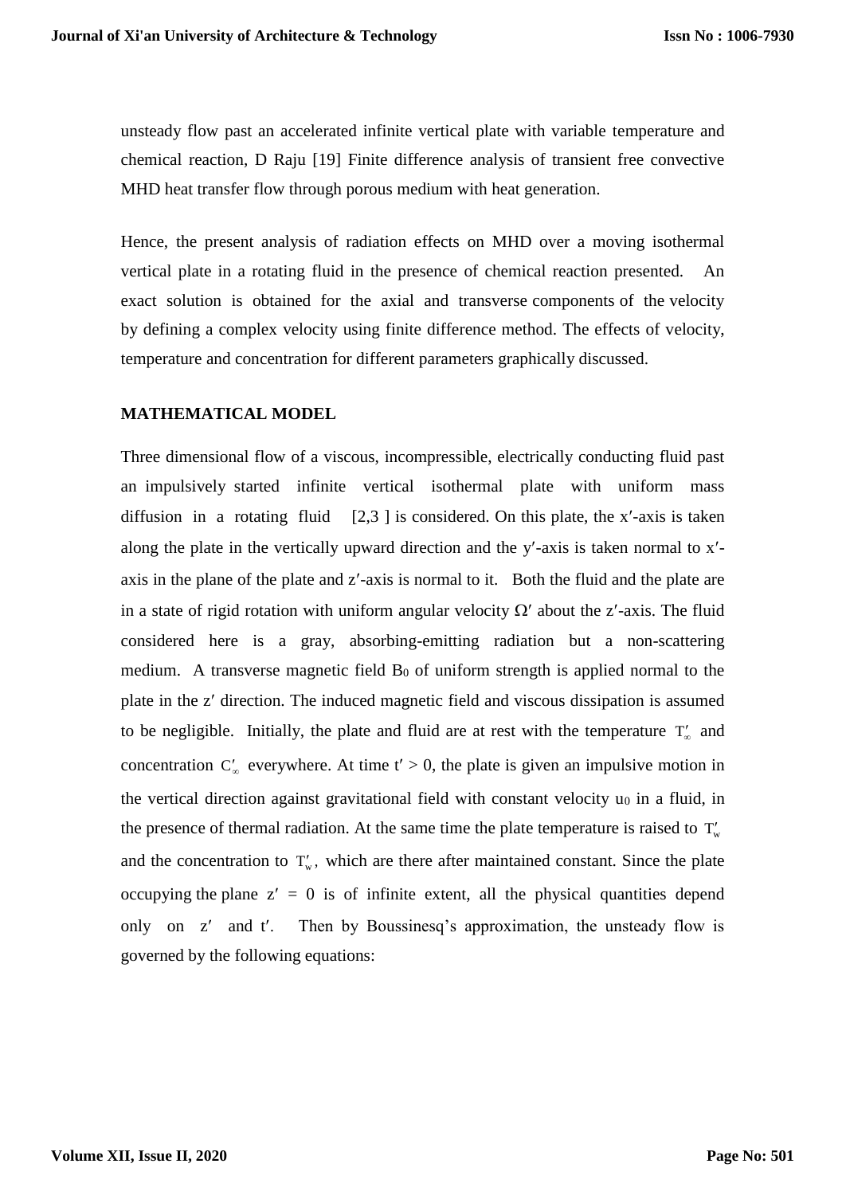unsteady flow past an accelerated infinite vertical plate with variable temperature and chemical reaction, D Raju [19] Finite difference analysis of transient free convective MHD heat transfer flow through porous medium with heat generation.

Hence, the present analysis of radiation effects on MHD over a moving isothermal vertical plate in a rotating fluid in the presence of chemical reaction presented. An exact solution is obtained for the axial and transverse components of the velocity by defining a complex velocity using finite difference method. The effects of velocity, temperature and concentration for different parameters graphically discussed.

## MATHEMATICAL MODEL

Three dimensional flow of a viscous, incompressible, electrically conducting fluid past an impulsively started infinite vertical isothermal plate with uniform mass diffusion in a rotating fluid [2,3 ] is considered. On this plate, the $x'$-axis is taken along the plate in the vertically upward direction and the $y'$-axis is taken normal to $x'$-axis in the plane of the plate and $z'$-axis is normal to it. Both the fluid and the plate are in a state of rigid rotation with uniform angular velocity $\Omega'$ about the $z'$-axis. The fluid considered here is a gray, absorbing-emitting radiation but a non-scattering medium. A transverse magnetic field $B_0$ of uniform strength is applied normal to the plate in the $z'$ direction. The induced magnetic field and viscous dissipation is assumed to be negligible. Initially, the plate and fluid are at rest with the temperature $T'_\infty$ and concentration $C'_\infty$ everywhere. At time $t' > 0$, the plate is given an impulsive motion in the vertical direction against gravitational field with constant velocity $u_0$ in a fluid, in the presence of thermal radiation. At the same time the plate temperature is raised to $T'_w$ and the concentration to $T'_w$, which are there after maintained constant. Since the plate occupying the plane $z' = 0$ is of infinite extent, all the physical quantities depend only on $z'$ and $t'$. Then by Boussinesq's approximation, the unsteady flow is governed by the following equations: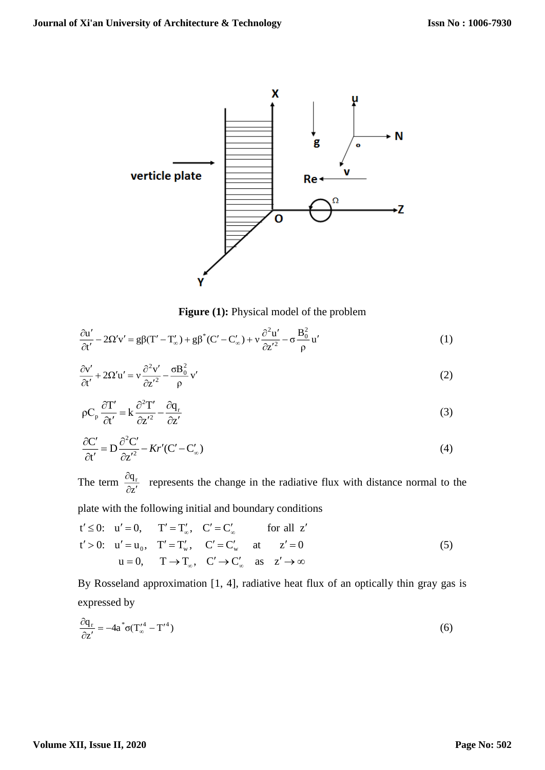**Figure (1):** Physical model of the problem

$$\frac{\partial u'}{\partial t'} - 2\Omega' v' = g\beta(T' - T'_\infty) + g\beta^*(C' - C'_\infty) + \nu \frac{\partial^2 u'}{\partial z'^2} - \sigma \frac{B_0^2}{\rho} u' \tag{1}$$

$$\frac{\partial v'}{\partial t'} + 2\Omega' u' = \nu \frac{\partial^2 v'}{\partial z'^2} - \frac{\sigma B_0^2}{\rho} v' \tag{2}$$

$$\rho C_p \frac{\partial T'}{\partial t'} = k \frac{\partial^2 T'}{\partial z'^2} - \frac{\partial q_r}{\partial z'} \tag{3}$$

$$\frac{\partial C'}{\partial t'} = D \frac{\partial^2 C'}{\partial z'^2} - Kr'(C' - C'_\infty) \tag{4}$$

The term $\frac{\partial q_r}{\partial z'}$ represents the change in the radiative flux with distance normal to the plate with the following initial and boundary conditions

$$\begin{aligned}
&t' \le 0: \quad u' = 0, \quad T' = T'_\infty, \quad C' = C'_\infty \quad \text{for all } z' \\
&t' > 0: \quad u' = u_0, \quad T' = T'_w, \quad C' = C'_w \quad \text{at} \quad z' = 0 \\
&\qquad\quad\; u = 0, \quad T \to T_\infty, \quad C' \to C'_\infty \quad \text{as} \quad z' \to \infty
\end{aligned} \tag{5}$$

By Rosseland approximation [1, 4], radiative heat flux of an optically thin gray gas is expressed by

$$\frac{\partial q_r}{\partial z'} = -4a^*\sigma(T'^4_\infty - T'^4) \tag{6}$$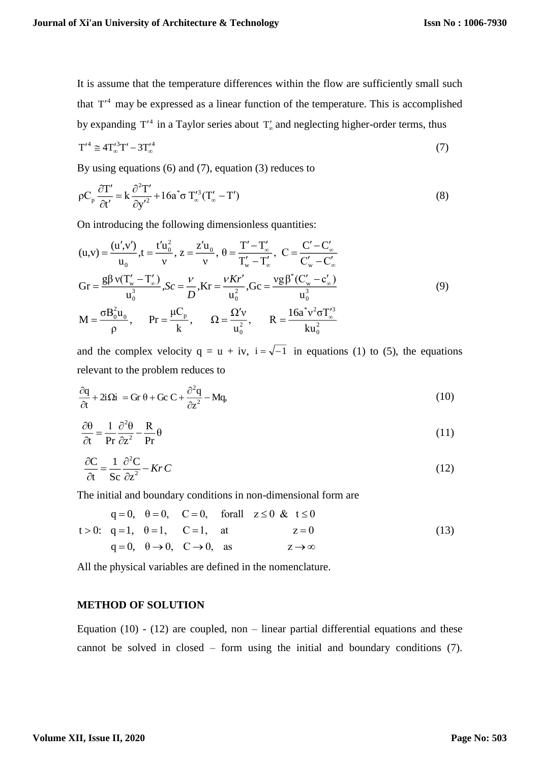It is assume that the temperature differences within the flow are sufficiently small such that $T'^4$ may be expressed as a linear function of the temperature. This is accomplished by expanding $T'^4$ in a Taylor series about $T'_\infty$ and neglecting higher-order terms, thus

$$T'^4 \cong 4T_\infty'^3 T' - 3T_\infty'^4 \tag{7}$$

By using equations (6) and (7), equation (3) reduces to

$$\rho C_p \frac{\partial T'}{\partial t'} = k \frac{\partial^2 T'}{\partial y'^2} + 16a^* \sigma \, T_\infty'^3 (T'_\infty - T') \tag{8}$$

On introducing the following dimensionless quantities:

$$\begin{gathered}
(u,v) = \frac{(u',v')}{u_0}, t = \frac{t' u_0^2}{\nu}, \; z = \frac{z' u_0}{\nu}, \; \theta = \frac{T' - T'_\infty}{T'_w - T'_\infty}, \; C = \frac{C' - C'_\infty}{C'_w - C'_\infty} \\
Gr = \frac{g\beta \, \nu (T'_w - T'_\infty)}{u_0^3}, Sc = \frac{\nu}{D}, Kr = \frac{\nu Kr'}{u_0^2}, Gc = \frac{\nu g \beta^* (C'_w - c'_\infty)}{u_0^3} \\
M = \frac{\sigma B_0^2 u_0}{\rho}, \quad Pr = \frac{\mu C_p}{k}, \quad \Omega = \frac{\Omega' \nu}{u_0^2}, \quad R = \frac{16a^* \nu^2 \sigma T_\infty'^3}{k u_0^2}
\end{gathered} \tag{9}$$

and the complex velocity q = u + iv, $i = \sqrt{-1}$ in equations (1) to (5), the equations relevant to the problem reduces to

$$\frac{\partial q}{\partial t} + 2i\Omega i = Gr \, \theta + Gc \, C + \frac{\partial^2 q}{\partial z^2} - Mq, \tag{10}$$

$$\frac{\partial \theta}{\partial t} = \frac{1}{Pr} \frac{\partial^2 \theta}{\partial z^2} - \frac{R}{Pr} \theta \tag{11}$$

$$\frac{\partial C}{\partial t} = \frac{1}{Sc} \frac{\partial^2 C}{\partial z^2} - Kr \, C \tag{12}$$

The initial and boundary conditions in non-dimensional form are

$$\begin{array}{ll}
 & q = 0, \quad \theta = 0, \quad C = 0, \quad \text{forall} \quad z \le 0 \;\&\; t \le 0 \\
t > 0: & q = 1, \quad \theta = 1, \quad C = 1, \quad \text{at} \qquad z = 0 \\
 & q = 0, \quad \theta \to 0, \quad C \to 0, \quad \text{as} \qquad z \to \infty
\end{array} \tag{13}$$

All the physical variables are defined in the nomenclature.

## METHOD OF SOLUTION

Equation (10) - (12) are coupled, non – linear partial differential equations and these cannot be solved in closed – form using the initial and boundary conditions (7).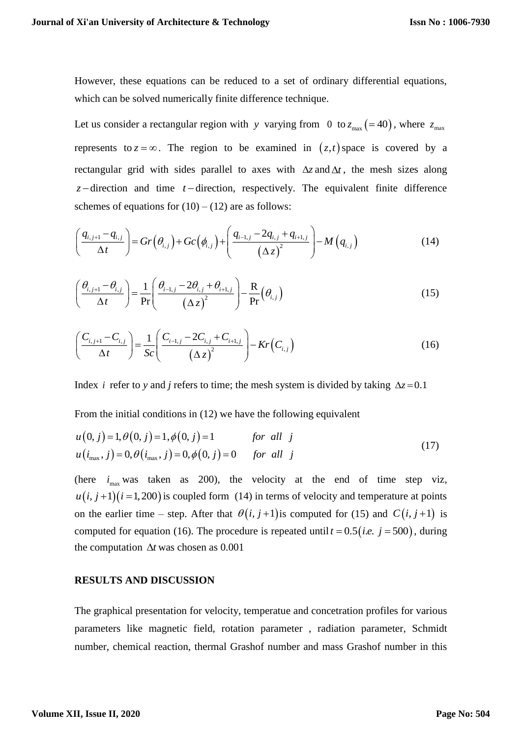However, these equations can be reduced to a set of ordinary differential equations, which can be solved numerically finite difference technique.

Let us consider a rectangular region with $y$ varying from $0$ to $z_{\max}\left(=40\right)$, where $z_{\max}$ represents to $z=\infty$. The region to be examined in $\left(z,t\right)$ space is covered by a rectangular grid with sides parallel to axes with $\Delta z$ and $\Delta t$, the mesh sizes along $z-$direction and time $t-$direction, respectively. The equivalent finite difference schemes of equations for (10) – (12) are as follows:

$$\left(\frac{q_{i,j+1}-q_{i,j}}{\Delta t}\right)=Gr\left(\theta_{i,j}\right)+Gc\left(\phi_{i,j}\right)+\left(\frac{q_{i-1,j}-2q_{i,j}+q_{i+1,j}}{\left(\Delta z\right)^{2}}\right)-M\left(q_{i,j}\right) \tag{14}$$

$$\left(\frac{\theta_{i,j+1}-\theta_{i,j}}{\Delta t}\right)=\frac{1}{\Pr}\left(\frac{\theta_{i-1,j}-2\theta_{i,j}+\theta_{i+1,j}}{\left(\Delta z\right)^{2}}\right)-\frac{\mathrm{R}}{\Pr}\left(\theta_{i,j}\right) \tag{15}$$

$$\left(\frac{C_{i,j+1}-C_{i,j}}{\Delta t}\right)=\frac{1}{Sc}\left(\frac{C_{i-1,j}-2C_{i,j}+C_{i+1,j}}{\left(\Delta z\right)^{2}}\right)-Kr\left(C_{i,j}\right) \tag{16}$$

Index $i$ refer to *y* and *j* refers to time; the mesh system is divided by taking $\Delta z=0.1$

From the initial conditions in (12) we have the following equivalent

$$\begin{aligned} &u\left(0,j\right)=1,\theta\left(0,j\right)=1,\phi\left(0,j\right)=1 \qquad for\ \ all\ \ j \\ &u\left(i_{\max},j\right)=0,\theta\left(i_{\max},j\right)=0,\phi\left(0,j\right)=0 \qquad for\ \ all\ \ j \end{aligned} \tag{17}$$

(here $i_{\max}$ was taken as 200), the velocity at the end of time step viz, $u\left(i,j+1\right)\left(i=1,200\right)$ is coupled form (14) in terms of velocity and temperature at points on the earlier time – step. After that $\theta\left(i,j+1\right)$ is computed for (15) and $C\left(i,j+1\right)$ is computed for equation (16). The procedure is repeated until $t=0.5\left(i.e.\ j=500\right)$, during the computation $\Delta t$ was chosen as 0.001

## RESULTS AND DISCUSSION

The graphical presentation for velocity, temperatue and concetration profiles for various parameters like magnetic field, rotation parameter , radiation parameter, Schmidt number, chemical reaction, thermal Grashof number and mass Grashof number in this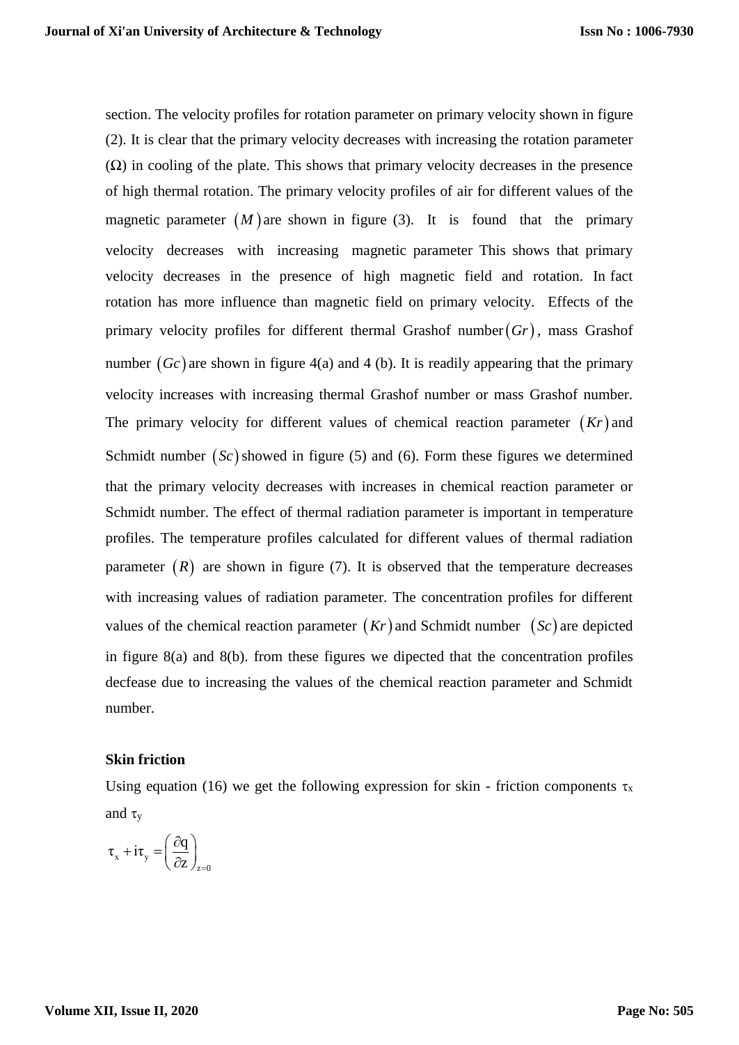section. The velocity profiles for rotation parameter on primary velocity shown in figure (2). It is clear that the primary velocity decreases with increasing the rotation parameter ($\Omega$) in cooling of the plate. This shows that primary velocity decreases in the presence of high thermal rotation. The primary velocity profiles of air for different values of the magnetic parameter $(M)$ are shown in figure (3). It is found that the primary velocity decreases with increasing magnetic parameter This shows that primary velocity decreases in the presence of high magnetic field and rotation. In fact rotation has more influence than magnetic field on primary velocity. Effects of the primary velocity profiles for different thermal Grashof number $(Gr)$, mass Grashof number $(Gc)$ are shown in figure 4(a) and 4 (b). It is readily appearing that the primary velocity increases with increasing thermal Grashof number or mass Grashof number. The primary velocity for different values of chemical reaction parameter $(Kr)$ and Schmidt number $(Sc)$ showed in figure (5) and (6). Form these figures we determined that the primary velocity decreases with increases in chemical reaction parameter or Schmidt number. The effect of thermal radiation parameter is important in temperature profiles. The temperature profiles calculated for different values of thermal radiation parameter $(R)$ are shown in figure (7). It is observed that the temperature decreases with increasing values of radiation parameter. The concentration profiles for different values of the chemical reaction parameter $(Kr)$ and Schmidt number $(Sc)$ are depicted in figure 8(a) and 8(b). from these figures we dipected that the concentration profiles decfease due to increasing the values of the chemical reaction parameter and Schmidt number.

**Skin friction**

Using equation (16) we get the following expression for skin - friction components $\tau_x$ and $\tau_y$

$$\tau_x + i\tau_y = \left(\frac{\partial q}{\partial z}\right)_{z=0}$$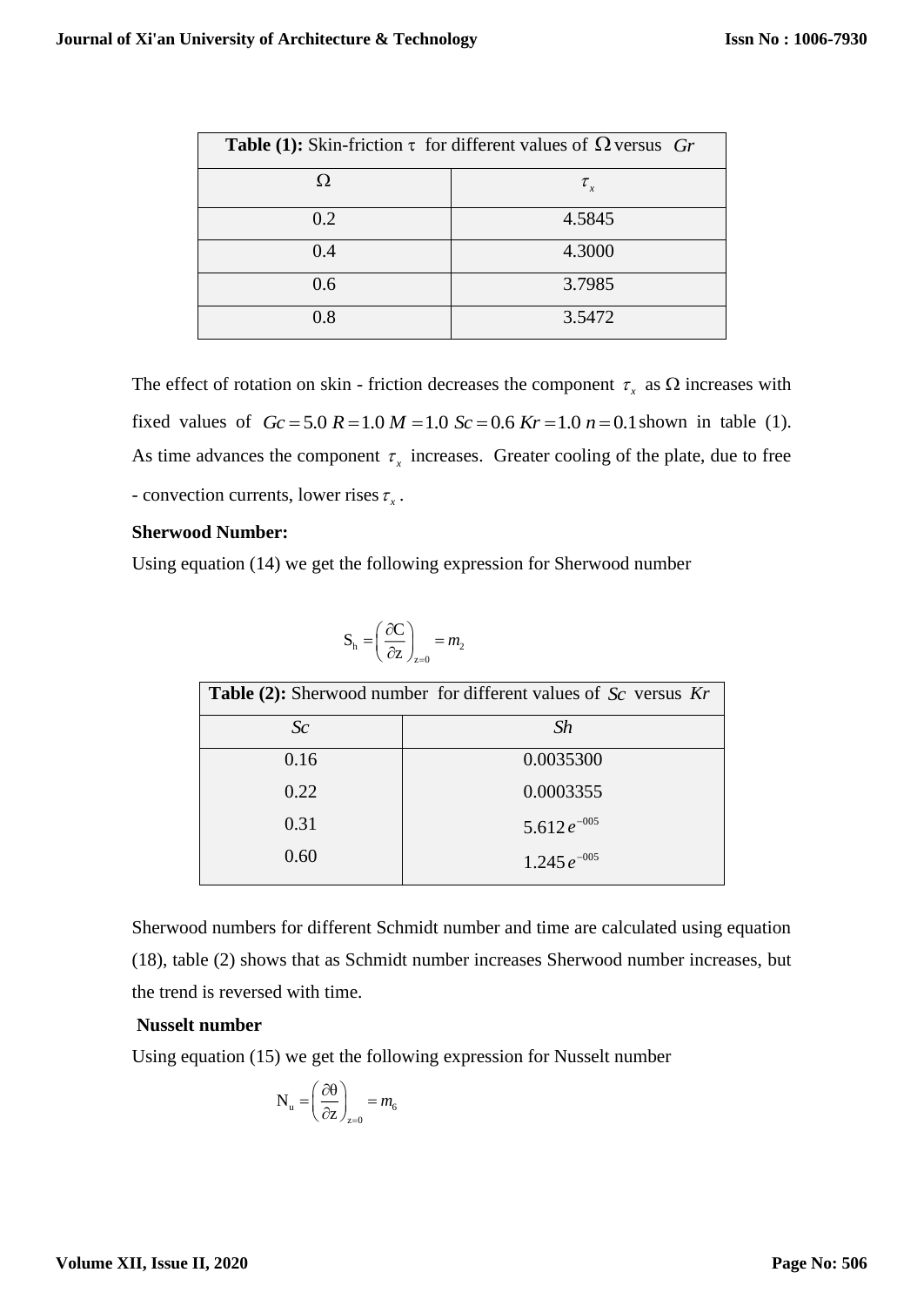| **Table (1):** Skin-friction $\tau$ for different values of $\Omega$ versus $Gr$ | |
|---|---|
| $\Omega$ | $\tau_x$ |
| 0.2 | 4.5845 |
| 0.4 | 4.3000 |
| 0.6 | 3.7985 |
| 0.8 | 3.5472 |

The effect of rotation on skin - friction decreases the component $\tau_x$ as $\Omega$ increases with fixed values of $Gc = 5.0$ $R = 1.0$ $M = 1.0$ $Sc = 0.6$ $Kr = 1.0$ $n = 0.1$ shown in table (1). As time advances the component $\tau_x$ increases. Greater cooling of the plate, due to free - convection currents, lower rises $\tau_x$.

**Sherwood Number:**

Using equation (14) we get the following expression for Sherwood number

$$S_h = \left(\frac{\partial C}{\partial z}\right)_{z=0} = m_2$$

| **Table (2):** Sherwood number for different values of $Sc$ versus $Kr$ | |
|---|---|
| $Sc$ | $Sh$ |
| 0.16 | 0.0035300 |
| 0.22 | 0.0003355 |
| 0.31 | $5.612\,e^{-005}$ |
| 0.60 | $1.245\,e^{-005}$ |

Sherwood numbers for different Schmidt number and time are calculated using equation (18), table (2) shows that as Schmidt number increases Sherwood number increases, but the trend is reversed with time.

**Nusselt number**

Using equation (15) we get the following expression for Nusselt number

$$N_u = \left(\frac{\partial \theta}{\partial z}\right)_{z=0} = m_6$$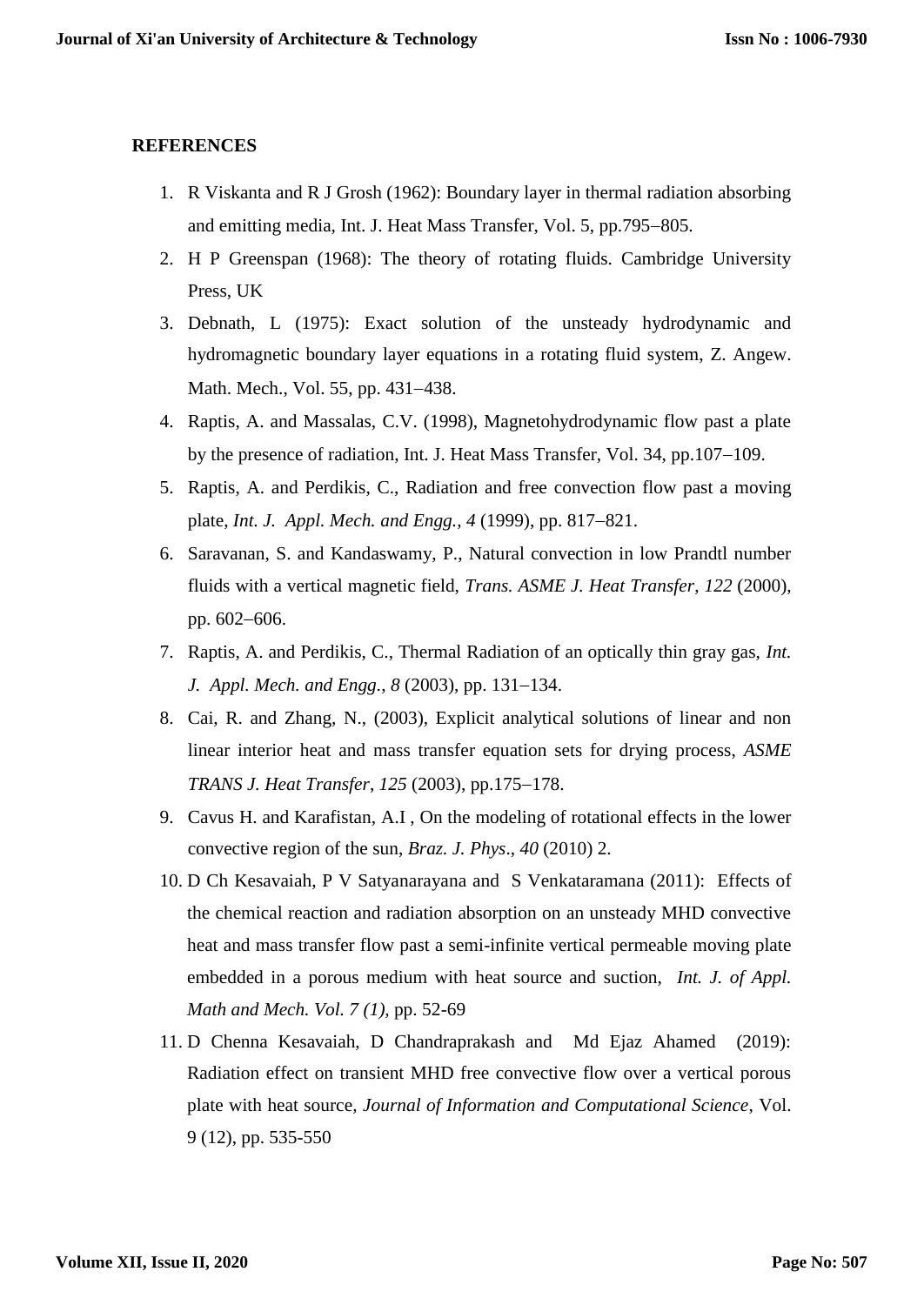**REFERENCES**

1. R Viskanta and R J Grosh (1962): Boundary layer in thermal radiation absorbing and emitting media, Int. J. Heat Mass Transfer, Vol. 5, pp.795−805.
2. H P Greenspan (1968): The theory of rotating fluids. Cambridge University Press, UK
3. Debnath, L (1975): Exact solution of the unsteady hydrodynamic and hydromagnetic boundary layer equations in a rotating fluid system, Z. Angew. Math. Mech., Vol. 55, pp. 431−438.
4. Raptis, A. and Massalas, C.V. (1998), Magnetohydrodynamic flow past a plate by the presence of radiation, Int. J. Heat Mass Transfer, Vol. 34, pp.107−109.
5. Raptis, A. and Perdikis, C., Radiation and free convection flow past a moving plate, *Int. J. Appl. Mech. and Engg.*, *4* (1999), pp. 817−821.
6. Saravanan, S. and Kandaswamy, P., Natural convection in low Prandtl number fluids with a vertical magnetic field, *Trans. ASME J. Heat Transfer*, *122* (2000), pp. 602−606.
7. Raptis, A. and Perdikis, C., Thermal Radiation of an optically thin gray gas, *Int. J. Appl. Mech. and Engg.*, *8* (2003), pp. 131−134.
8. Cai, R. and Zhang, N., (2003), Explicit analytical solutions of linear and non linear interior heat and mass transfer equation sets for drying process, *ASME TRANS J. Heat Transfer*, *125* (2003), pp.175−178.
9. Cavus H. and Karafistan, A.I , On the modeling of rotational effects in the lower convective region of the sun, *Braz. J. Phys*., *40* (2010) 2.
10. D Ch Kesavaiah, P V Satyanarayana and S Venkataramana (2011): Effects of the chemical reaction and radiation absorption on an unsteady MHD convective heat and mass transfer flow past a semi-infinite vertical permeable moving plate embedded in a porous medium with heat source and suction, *Int. J. of Appl. Math and Mech. Vol. 7 (1),* pp. 52-69
11. D Chenna Kesavaiah, D Chandraprakash and Md Ejaz Ahamed (2019): Radiation effect on transient MHD free convective flow over a vertical porous plate with heat source, *Journal of Information and Computational Science*, Vol. 9 (12), pp. 535-550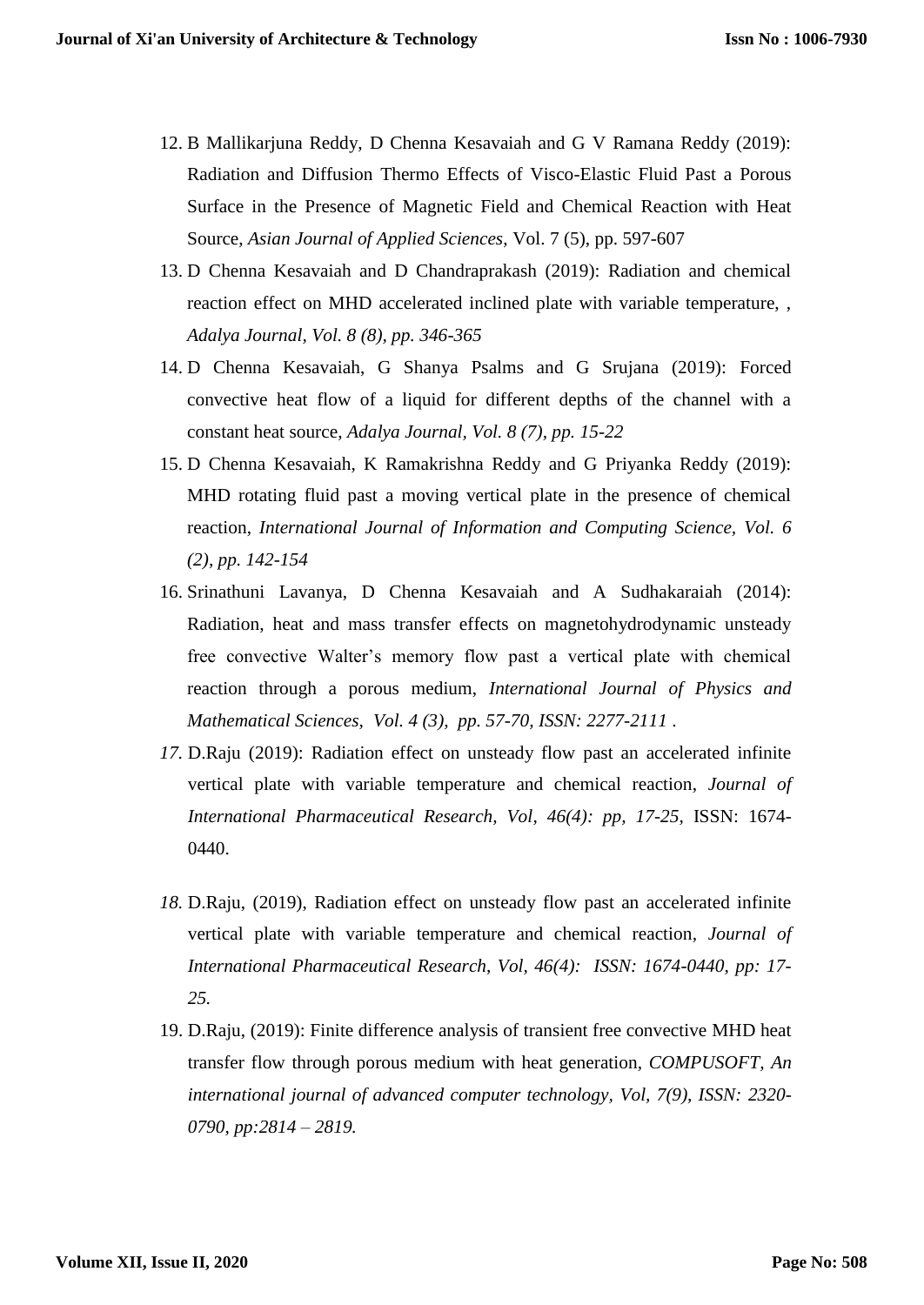12. B Mallikarjuna Reddy, D Chenna Kesavaiah and G V Ramana Reddy (2019): Radiation and Diffusion Thermo Effects of Visco-Elastic Fluid Past a Porous Surface in the Presence of Magnetic Field and Chemical Reaction with Heat Source, *Asian Journal of Applied Sciences*, Vol. 7 (5), pp. 597-607
13. D Chenna Kesavaiah and D Chandraprakash (2019): Radiation and chemical reaction effect on MHD accelerated inclined plate with variable temperature, , *Adalya Journal, Vol. 8 (8), pp. 346-365*
14. D Chenna Kesavaiah, G Shanya Psalms and G Srujana (2019): Forced convective heat flow of a liquid for different depths of the channel with a constant heat source, *Adalya Journal, Vol. 8 (7), pp. 15-22*
15. D Chenna Kesavaiah, K Ramakrishna Reddy and G Priyanka Reddy (2019): MHD rotating fluid past a moving vertical plate in the presence of chemical reaction, *International Journal of Information and Computing Science, Vol. 6 (2), pp. 142-154*
16. Srinathuni Lavanya, D Chenna Kesavaiah and A Sudhakaraiah (2014): Radiation, heat and mass transfer effects on magnetohydrodynamic unsteady free convective Walter's memory flow past a vertical plate with chemical reaction through a porous medium, *International Journal of Physics and Mathematical Sciences, Vol. 4 (3), pp. 57-70, ISSN: 2277-2111 .*
17. D.Raju (2019): Radiation effect on unsteady flow past an accelerated infinite vertical plate with variable temperature and chemical reaction, *Journal of International Pharmaceutical Research, Vol, 46(4): pp, 17-25,* ISSN: 1674-0440.
18. D.Raju, (2019), Radiation effect on unsteady flow past an accelerated infinite vertical plate with variable temperature and chemical reaction, *Journal of International Pharmaceutical Research, Vol, 46(4): ISSN: 1674-0440, pp: 17-25.*
19. D.Raju, (2019): Finite difference analysis of transient free convective MHD heat transfer flow through porous medium with heat generation, *COMPUSOFT, An international journal of advanced computer technology, Vol, 7(9), ISSN: 2320-0790, pp:2814 – 2819.*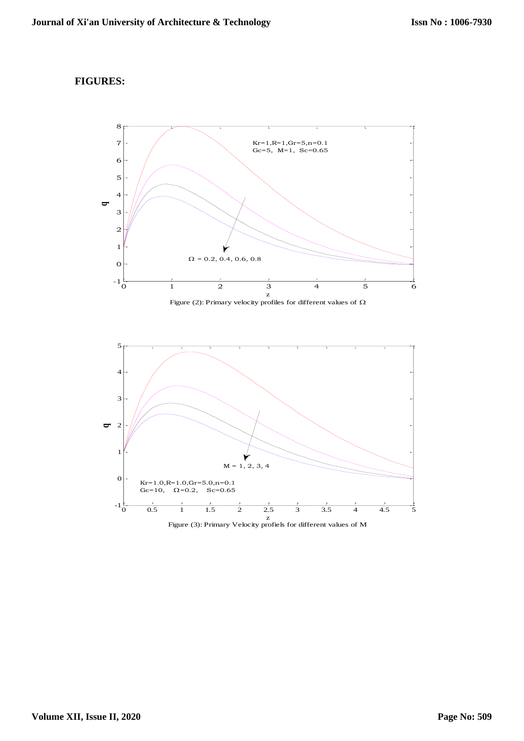**FIGURES:**

Figure (2): Primary velocity profiles for different values of $\Omega$

Figure (3): Primary Velocity profiels for different values of M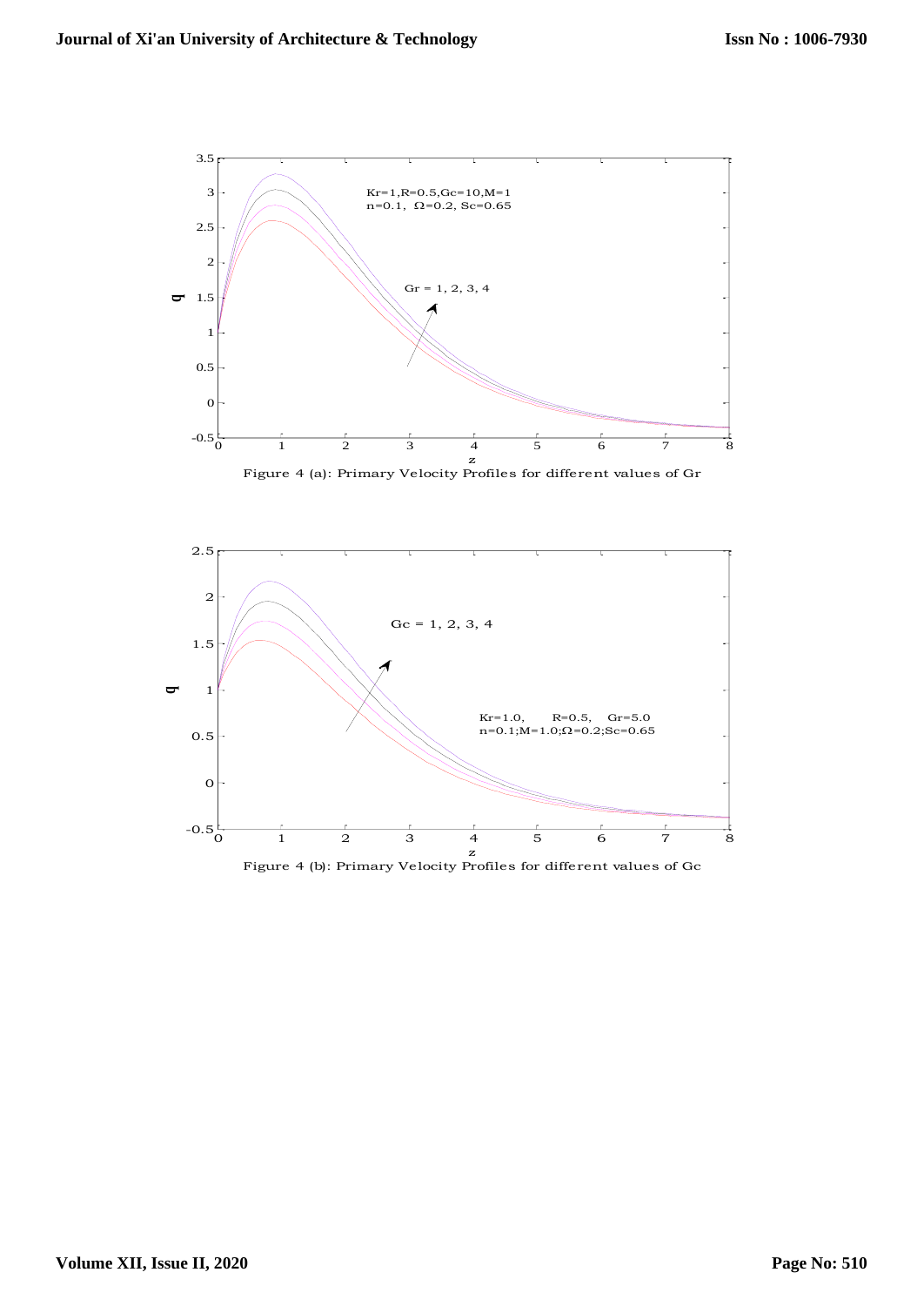Figure 4 (a): Primary Velocity Profiles for different values of Gr

Figure 4 (b): Primary Velocity Profiles for different values of Gc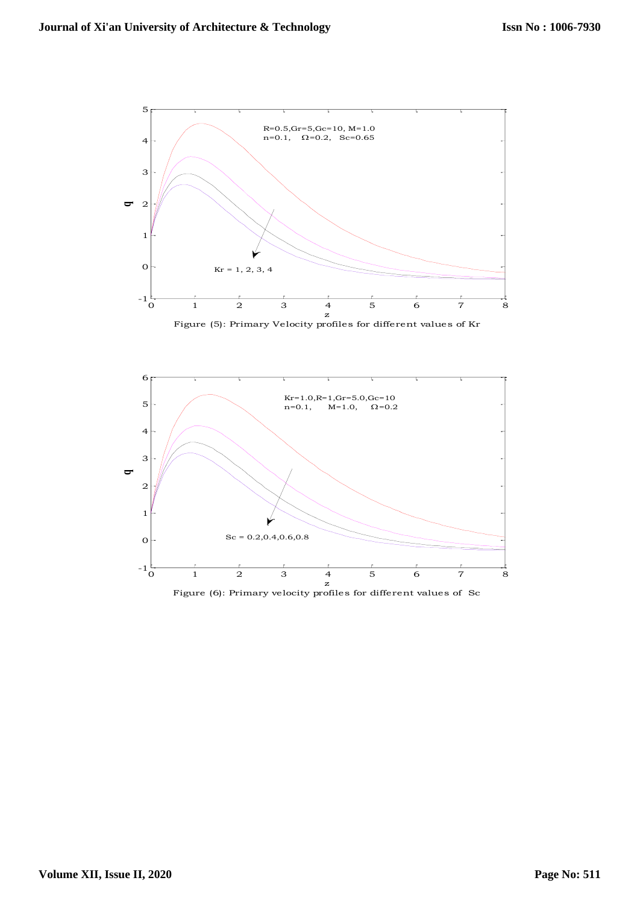Figure (5): Primary Velocity profiles for different values of Kr

Figure (6): Primary velocity profiles for different values of Sc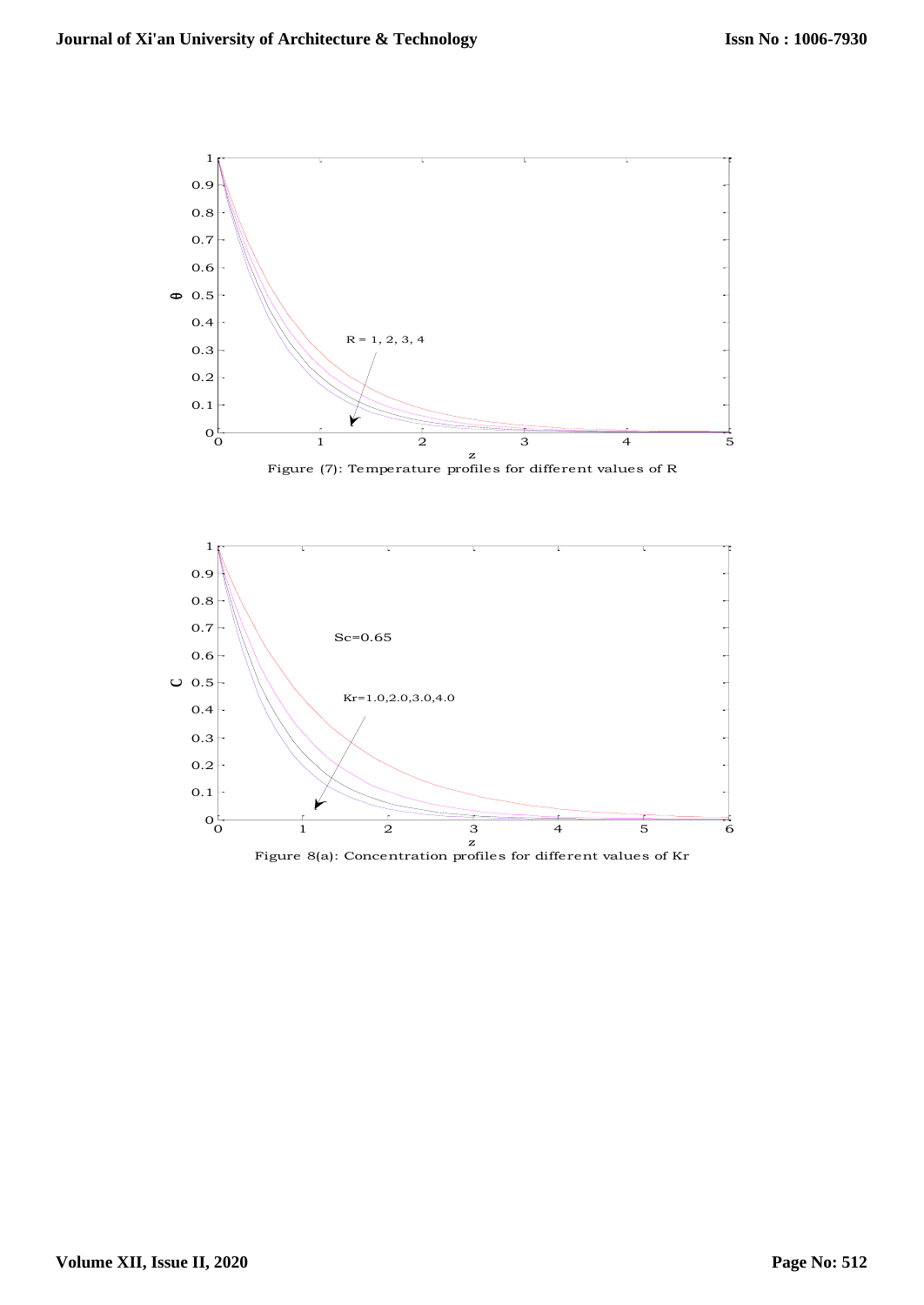Figure (7): Temperature profiles for different values of R

Figure 8(a): Concentration profiles for different values of Kr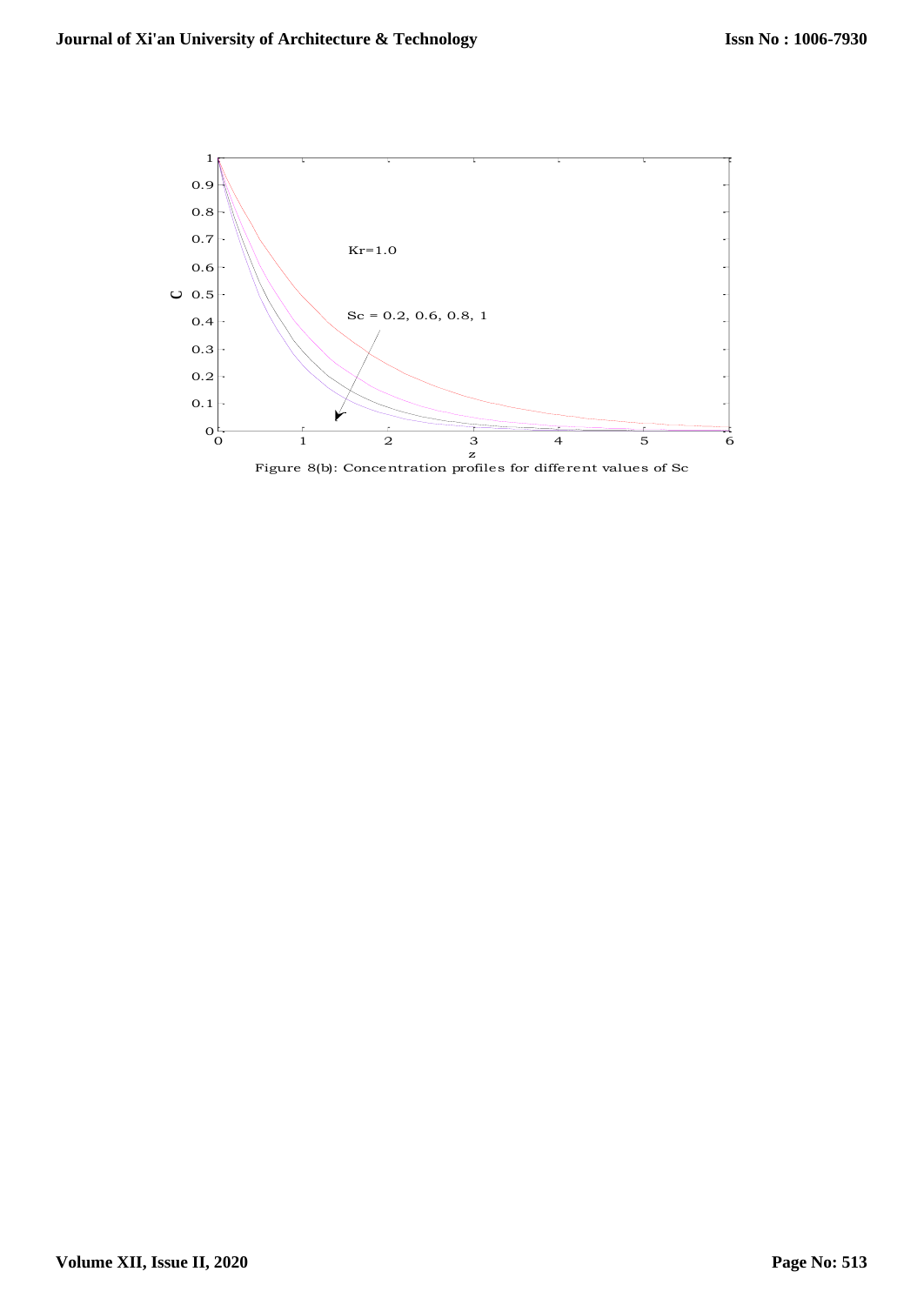Kr=1.0

Sc = 0.2, 0.6, 0.8, 1

C

z

0
0.1
0.2
0.3
0.4
0.5
0.6
0.7
0.8
0.9
1

0
1
2
3
4
5
6

Figure 8(b): Concentration profiles for different values of Sc